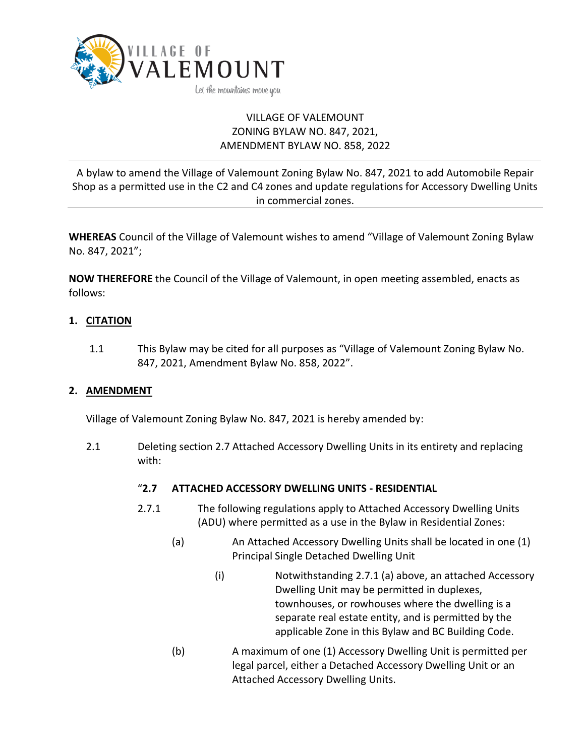VILLAGE OF VALEMOUNT
ZONING BYLAW NO. 847, 2021,
AMENDMENT BYLAW NO. 858, 2022

A bylaw to amend the Village of Valemount Zoning Bylaw No. 847, 2021 to add Automobile Repair Shop as a permitted use in the C2 and C4 zones and update regulations for Accessory Dwelling Units in commercial zones.

**WHEREAS** Council of the Village of Valemount wishes to amend "Village of Valemount Zoning Bylaw No. 847, 2021";

**NOW THEREFORE** the Council of the Village of Valemount, in open meeting assembled, enacts as follows:

## 1. CITATION

1.1 This Bylaw may be cited for all purposes as "Village of Valemount Zoning Bylaw No. 847, 2021, Amendment Bylaw No. 858, 2022".

## 2. AMENDMENT

Village of Valemount Zoning Bylaw No. 847, 2021 is hereby amended by:

2.1 Deleting section 2.7 Attached Accessory Dwelling Units in its entirety and replacing with:

"**2.7 ATTACHED ACCESSORY DWELLING UNITS - RESIDENTIAL**

2.7.1 The following regulations apply to Attached Accessory Dwelling Units (ADU) where permitted as a use in the Bylaw in Residential Zones:

(a) An Attached Accessory Dwelling Units shall be located in one (1) Principal Single Detached Dwelling Unit

(i) Notwithstanding 2.7.1 (a) above, an attached Accessory Dwelling Unit may be permitted in duplexes, townhouses, or rowhouses where the dwelling is a separate real estate entity, and is permitted by the applicable Zone in this Bylaw and BC Building Code.

(b) A maximum of one (1) Accessory Dwelling Unit is permitted per legal parcel, either a Detached Accessory Dwelling Unit or an Attached Accessory Dwelling Units.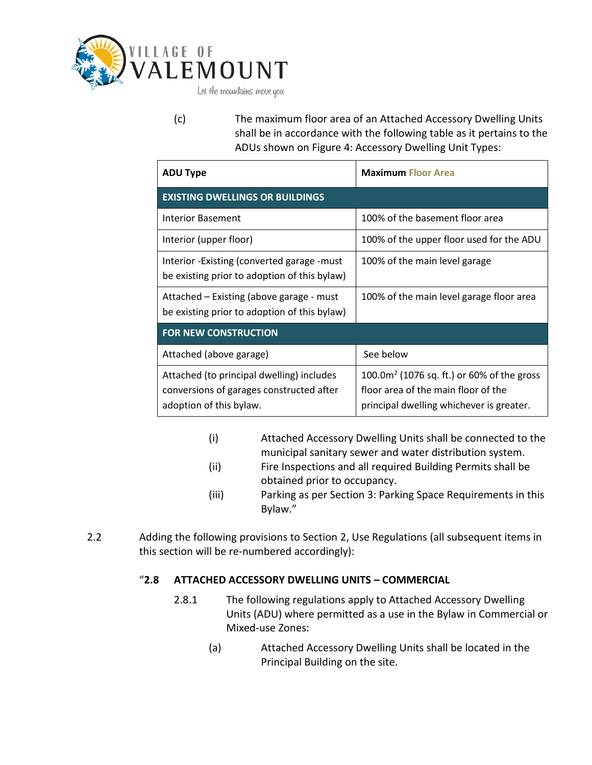(c) The maximum floor area of an Attached Accessory Dwelling Units shall be in accordance with the following table as it pertains to the ADUs shown on Figure 4: Accessory Dwelling Unit Types:

| ADU Type | Maximum Floor Area |
|---|---|
| **EXISTING DWELLINGS OR BUILDINGS** | |
| Interior Basement | 100% of the basement floor area |
| Interior (upper floor) | 100% of the upper floor used for the ADU |
| Interior -Existing (converted garage -must be existing prior to adoption of this bylaw) | 100% of the main level garage |
| Attached – Existing (above garage - must be existing prior to adoption of this bylaw) | 100% of the main level garage floor area |
| **FOR NEW CONSTRUCTION** | |
| Attached (above garage) | See below |
| Attached (to principal dwelling) includes conversions of garages constructed after adoption of this bylaw. | 100.0m$^2$ (1076 sq. ft.) or 60% of the gross floor area of the main floor of the principal dwelling whichever is greater. |

(i) Attached Accessory Dwelling Units shall be connected to the municipal sanitary sewer and water distribution system.

(ii) Fire Inspections and all required Building Permits shall be obtained prior to occupancy.

(iii) Parking as per Section 3: Parking Space Requirements in this Bylaw."

2.2 Adding the following provisions to Section 2, Use Regulations (all subsequent items in this section will be re-numbered accordingly):

"**2.8 ATTACHED ACCESSORY DWELLING UNITS – COMMERCIAL**

2.8.1 The following regulations apply to Attached Accessory Dwelling Units (ADU) where permitted as a use in the Bylaw in Commercial or Mixed-use Zones:

(a) Attached Accessory Dwelling Units shall be located in the Principal Building on the site.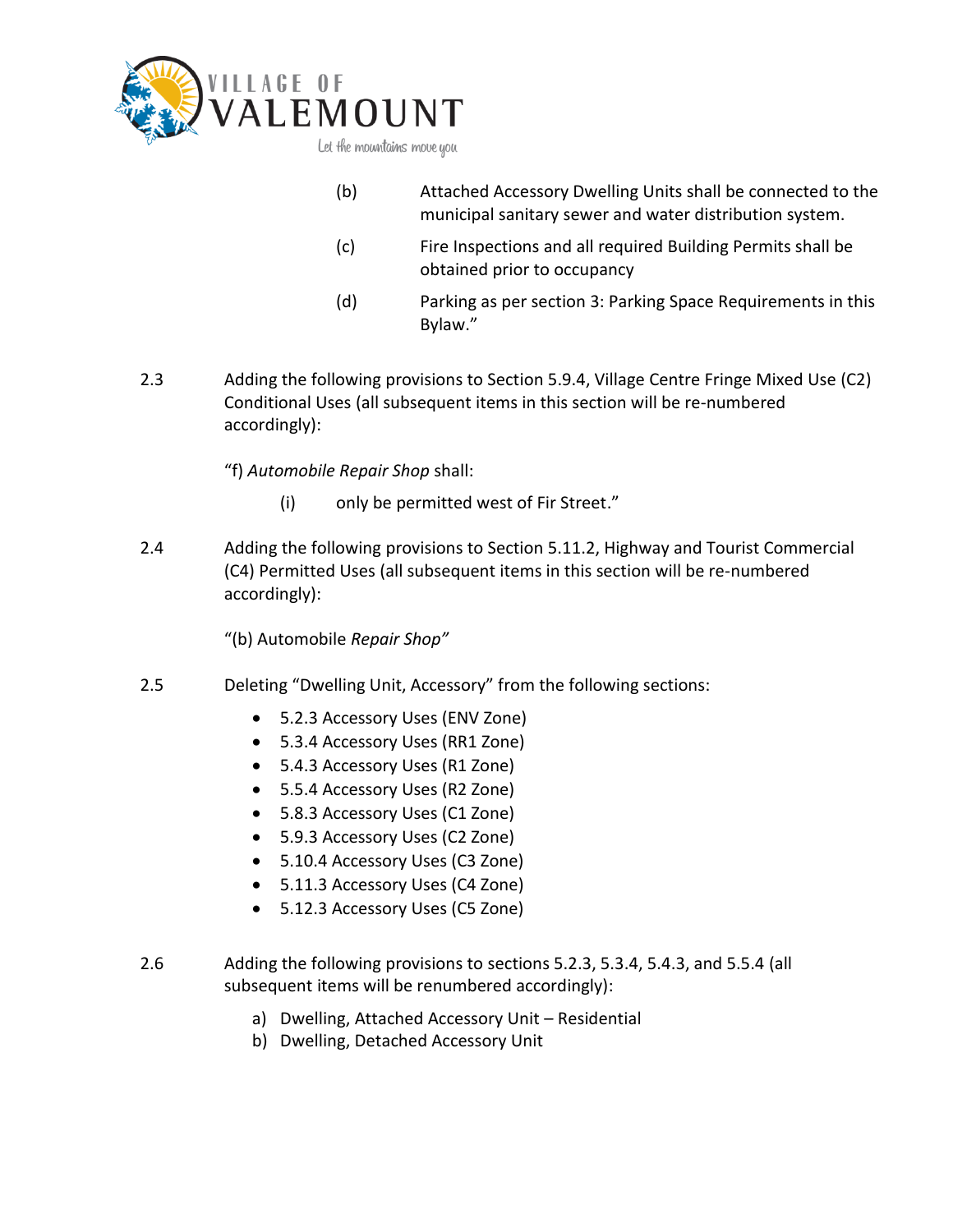(b) Attached Accessory Dwelling Units shall be connected to the municipal sanitary sewer and water distribution system.

(c) Fire Inspections and all required Building Permits shall be obtained prior to occupancy

(d) Parking as per section 3: Parking Space Requirements in this Bylaw."

2.3 Adding the following provisions to Section 5.9.4, Village Centre Fringe Mixed Use (C2) Conditional Uses (all subsequent items in this section will be re-numbered accordingly):

"f) *Automobile Repair Shop* shall:

(i) only be permitted west of Fir Street."

2.4 Adding the following provisions to Section 5.11.2, Highway and Tourist Commercial (C4) Permitted Uses (all subsequent items in this section will be re-numbered accordingly):

"(b) Automobile *Repair Shop"*

2.5 Deleting "Dwelling Unit, Accessory" from the following sections:

- 5.2.3 Accessory Uses (ENV Zone)
- 5.3.4 Accessory Uses (RR1 Zone)
- 5.4.3 Accessory Uses (R1 Zone)
- 5.5.4 Accessory Uses (R2 Zone)
- 5.8.3 Accessory Uses (C1 Zone)
- 5.9.3 Accessory Uses (C2 Zone)
- 5.10.4 Accessory Uses (C3 Zone)
- 5.11.3 Accessory Uses (C4 Zone)
- 5.12.3 Accessory Uses (C5 Zone)

2.6 Adding the following provisions to sections 5.2.3, 5.3.4, 5.4.3, and 5.5.4 (all subsequent items will be renumbered accordingly):

a) Dwelling, Attached Accessory Unit – Residential
b) Dwelling, Detached Accessory Unit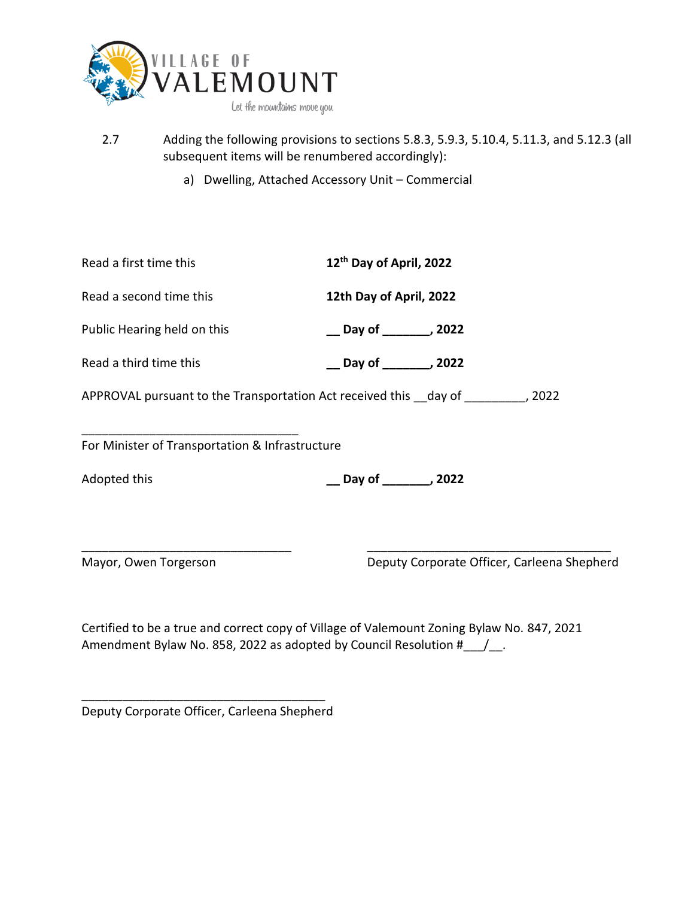2.7 Adding the following provisions to sections 5.8.3, 5.9.3, 5.10.4, 5.11.3, and 5.12.3 (all subsequent items will be renumbered accordingly):

a) Dwelling, Attached Accessory Unit – Commercial

Read a first time this **12th Day of April, 2022**

Read a second time this **12th Day of April, 2022**

Public Hearing held on this **__ Day of _______, 2022**

Read a third time this **__ Day of _______, 2022**

APPROVAL pursuant to the Transportation Act received this __day of _________, 2022

_______________________________
For Minister of Transportation & Infrastructure

Adopted this **__ Day of _______, 2022**

_______________________________
Mayor, Owen Torgerson

_______________________________
Deputy Corporate Officer, Carleena Shepherd

Certified to be a true and correct copy of Village of Valemount Zoning Bylaw No. 847, 2021 Amendment Bylaw No. 858, 2022 as adopted by Council Resolution #___/__.

_______________________________
Deputy Corporate Officer, Carleena Shepherd